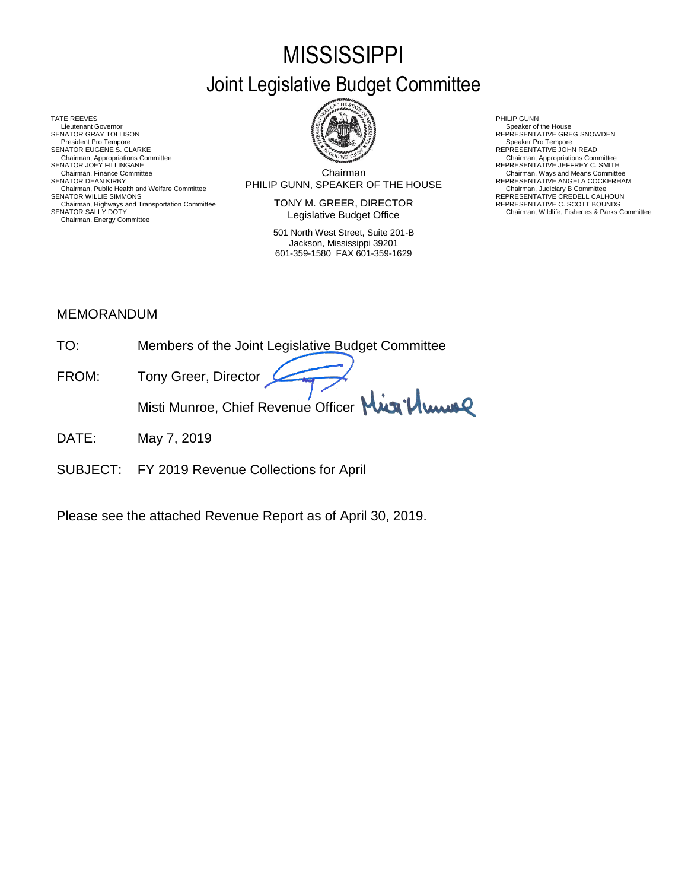# MISSISSIPPI
## Joint Legislative Budget Committee

TATE REEVES
Lieutenant Governor
SENATOR GRAY TOLLISON
President Pro Tempore
SENATOR EUGENE S. CLARKE
Chairman, Appropriations Committee
SENATOR JOEY FILLINGANE
Chairman, Finance Committee
SENATOR DEAN KIRBY
Chairman, Public Health and Welfare Committee
SENATOR WILLIE SIMMONS
Chairman, Highways and Transportation Committee
SENATOR SALLY DOTY
Chairman, Energy Committee

Chairman
PHILIP GUNN, SPEAKER OF THE HOUSE

TONY M. GREER, DIRECTOR
Legislative Budget Office

501 North West Street, Suite 201-B
Jackson, Mississippi 39201
601-359-1580 FAX 601-359-1629

PHILIP GUNN
Speaker of the House
REPRESENTATIVE GREG SNOWDEN
Speaker Pro Tempore
REPRESENTATIVE JOHN READ
Chairman, Appropriations Committee
REPRESENTATIVE JEFFREY C. SMITH
Chairman, Ways and Means Committee
REPRESENTATIVE ANGELA COCKERHAM
Chairman, Judiciary B Committee
REPRESENTATIVE CREDELL CALHOUN
REPRESENTATIVE C. SCOTT BOUNDS
Chairman, Wildlife, Fisheries & Parks Committee

MEMORANDUM

TO: Members of the Joint Legislative Budget Committee

FROM: Tony Greer, Director

Misti Munroe, Chief Revenue Officer

DATE: May 7, 2019

SUBJECT: FY 2019 Revenue Collections for April

Please see the attached Revenue Report as of April 30, 2019.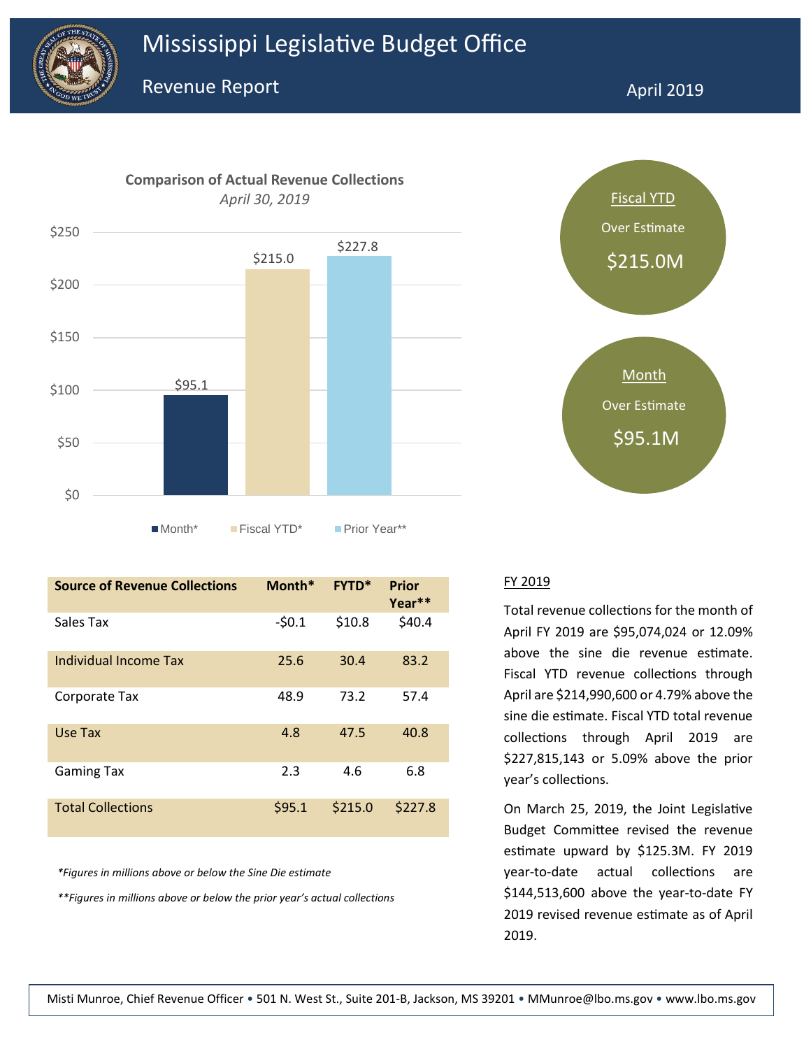# Mississippi Legislative Budget Office

## Revenue Report

April 2019

**Comparison of Actual Revenue Collections**
*April 30, 2019*

| | Month* | Fiscal YTD* | Prior Year** |
|---|---|---|---|
| Amount | $95.1 | $215.0 | $227.8 |

Fiscal YTD
Over Estimate
$215.0M

Month
Over Estimate
$95.1M

| Source of Revenue Collections | Month* | FYTD* | Prior Year** |
|---|---|---|---|
| Sales Tax | -$0.1 | $10.8 | $40.4 |
| Individual Income Tax | 25.6 | 30.4 | 83.2 |
| Corporate Tax | 48.9 | 73.2 | 57.4 |
| Use Tax | 4.8 | 47.5 | 40.8 |
| Gaming Tax | 2.3 | 4.6 | 6.8 |
| Total Collections | $95.1 | $215.0 | $227.8 |

*\*Figures in millions above or below the Sine Die estimate*

*\*\*Figures in millions above or below the prior year's actual collections*

### FY 2019

Total revenue collections for the month of April FY 2019 are $95,074,024 or 12.09% above the sine die revenue estimate. Fiscal YTD revenue collections through April are $214,990,600 or 4.79% above the sine die estimate. Fiscal YTD total revenue collections through April 2019 are $227,815,143 or 5.09% above the prior year's collections.

On March 25, 2019, the Joint Legislative Budget Committee revised the revenue estimate upward by $125.3M. FY 2019 year-to-date actual collections are $144,513,600 above the year-to-date FY 2019 revised revenue estimate as of April 2019.

Misti Munroe, Chief Revenue Officer • 501 N. West St., Suite 201-B, Jackson, MS 39201 • MMunroe@lbo.ms.gov • www.lbo.ms.gov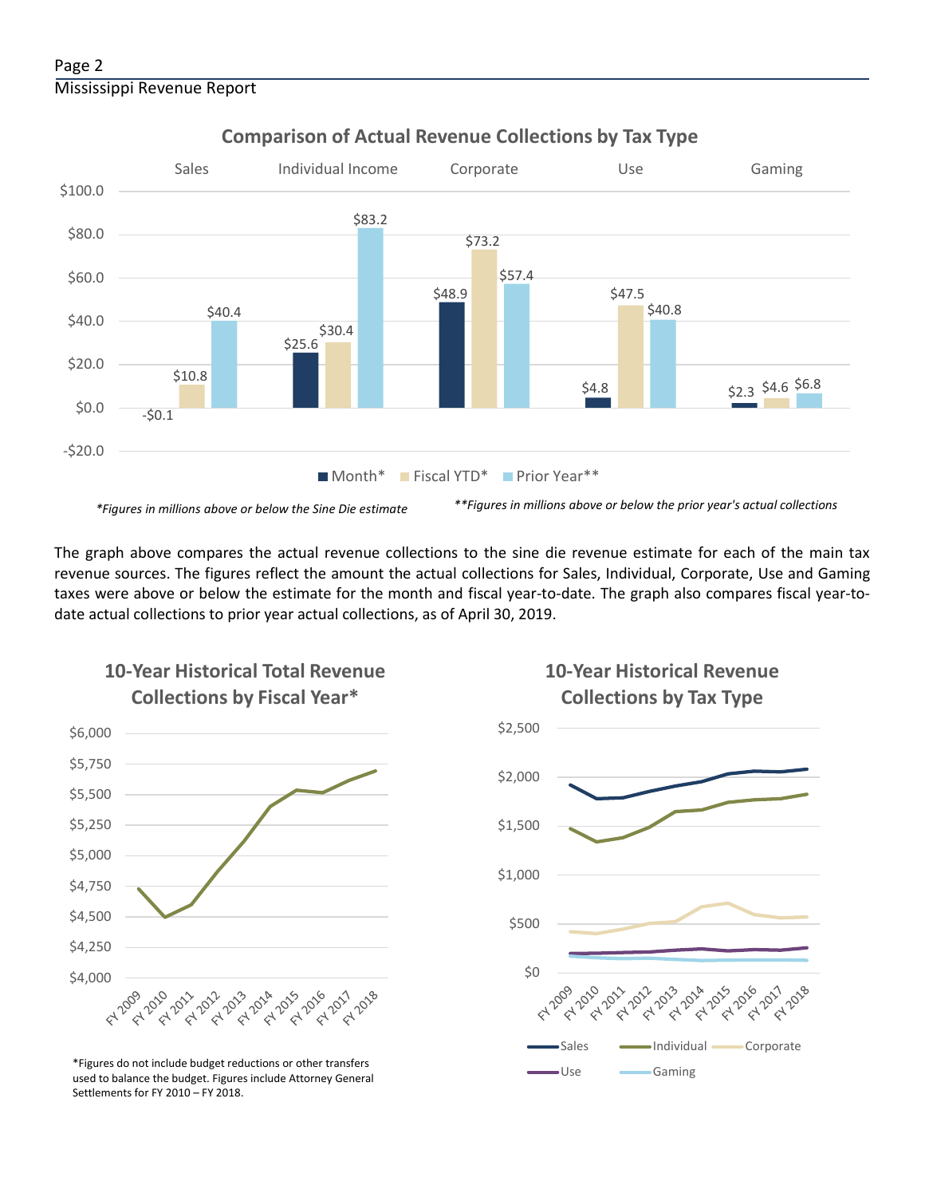## Comparison of Actual Revenue Collections by Tax Type

| | Month* | Fiscal YTD* | Prior Year** |
|---|---|---|---|
| Sales | -$0.1 | $10.8 | $40.4 |
| Individual Income | $25.6 | $30.4 | $83.2 |
| Corporate | $48.9 | $73.2 | $57.4 |
| Use | $4.8 | $47.5 | $40.8 |
| Gaming | $2.3 | $4.6 | $6.8 |

*Figures in millions above or below the Sine Die estimate*

**Figures in millions above or below the prior year's actual collections*

The graph above compares the actual revenue collections to the sine die revenue estimate for each of the main tax revenue sources. The figures reflect the amount the actual collections for Sales, Individual, Corporate, Use and Gaming taxes were above or below the estimate for the month and fiscal year-to-date. The graph also compares fiscal year-to-date actual collections to prior year actual collections, as of April 30, 2019.

## 10-Year Historical Total Revenue Collections by Fiscal Year*

*Figures do not include budget reductions or other transfers used to balance the budget. Figures include Attorney General Settlements for FY 2010 – FY 2018.

## 10-Year Historical Revenue Collections by Tax Type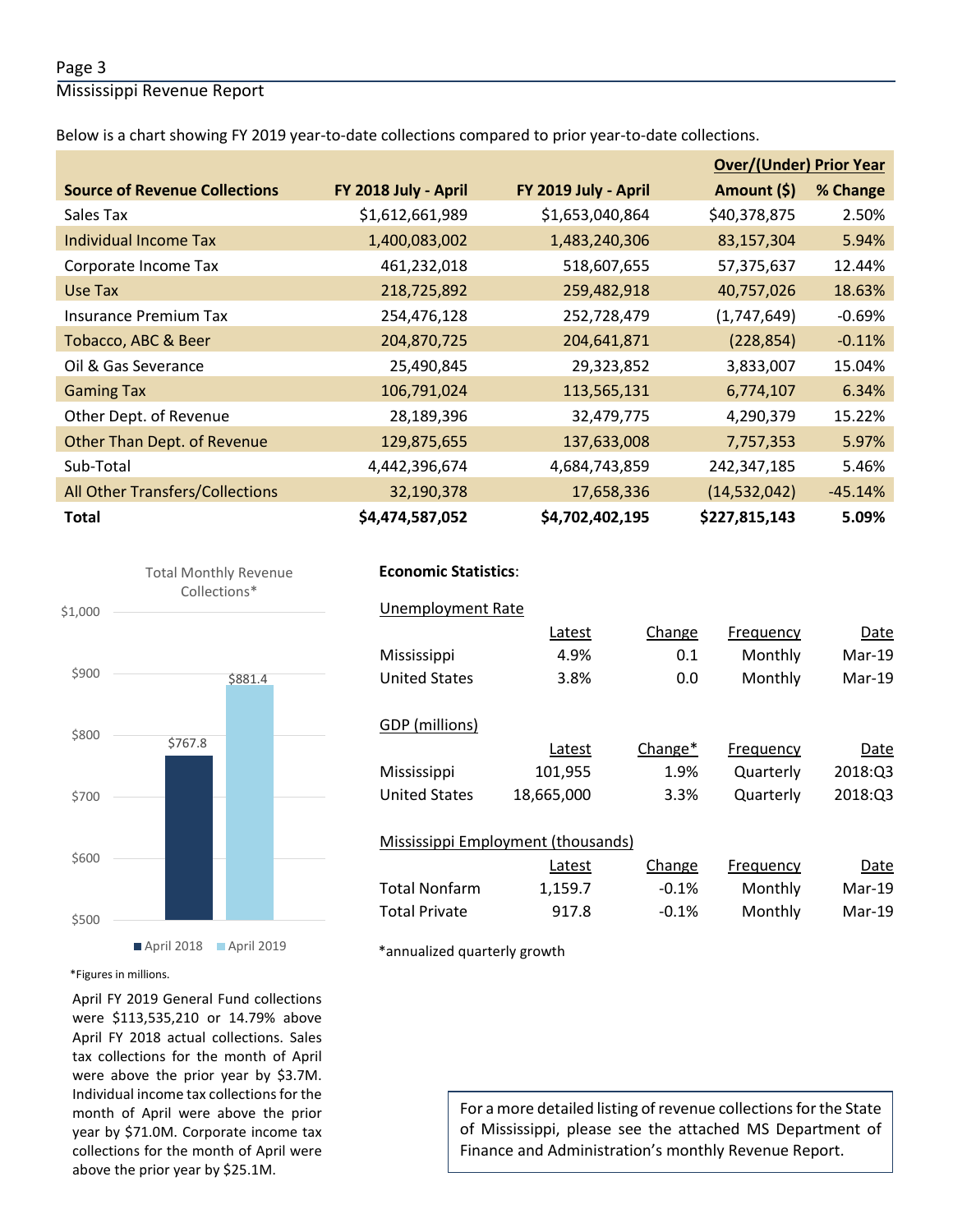Below is a chart showing FY 2019 year-to-date collections compared to prior year-to-date collections.

| Source of Revenue Collections | FY 2018 July - April | FY 2019 July - April | Over/(Under) Prior Year Amount ($) | % Change |
|---|---|---|---|---|
| Sales Tax | $1,612,661,989 | $1,653,040,864 | $40,378,875 | 2.50% |
| Individual Income Tax | 1,400,083,002 | 1,483,240,306 | 83,157,304 | 5.94% |
| Corporate Income Tax | 461,232,018 | 518,607,655 | 57,375,637 | 12.44% |
| Use Tax | 218,725,892 | 259,482,918 | 40,757,026 | 18.63% |
| Insurance Premium Tax | 254,476,128 | 252,728,479 | (1,747,649) | -0.69% |
| Tobacco, ABC & Beer | 204,870,725 | 204,641,871 | (228,854) | -0.11% |
| Oil & Gas Severance | 25,490,845 | 29,323,852 | 3,833,007 | 15.04% |
| Gaming Tax | 106,791,024 | 113,565,131 | 6,774,107 | 6.34% |
| Other Dept. of Revenue | 28,189,396 | 32,479,775 | 4,290,379 | 15.22% |
| Other Than Dept. of Revenue | 129,875,655 | 137,633,008 | 7,757,353 | 5.97% |
| Sub-Total | 4,442,396,674 | 4,684,743,859 | 242,347,185 | 5.46% |
| All Other Transfers/Collections | 32,190,378 | 17,658,336 | (14,532,042) | -45.14% |
| **Total** | **$4,474,587,052** | **$4,702,402,195** | **$227,815,143** | **5.09%** |

Total Monthly Revenue Collections*

| | April 2018 | April 2019 |
|---|---|---|
| Total Monthly Revenue Collections | $767.8 | $881.4 |

*Figures in millions.

April FY 2019 General Fund collections were $113,535,210 or 14.79% above April FY 2018 actual collections. Sales tax collections for the month of April were above the prior year by $3.7M. Individual income tax collections for the month of April were above the prior year by $71.0M. Corporate income tax collections for the month of April were above the prior year by $25.1M.

**Economic Statistics**:

Unemployment Rate

| | Latest | Change | Frequency | Date |
|---|---|---|---|---|
| Mississippi | 4.9% | 0.1 | Monthly | Mar-19 |
| United States | 3.8% | 0.0 | Monthly | Mar-19 |

GDP (millions)

| | Latest | Change* | Frequency | Date |
|---|---|---|---|---|
| Mississippi | 101,955 | 1.9% | Quarterly | 2018:Q3 |
| United States | 18,665,000 | 3.3% | Quarterly | 2018:Q3 |

Mississippi Employment (thousands)

| | Latest | Change | Frequency | Date |
|---|---|---|---|---|
| Total Nonfarm | 1,159.7 | -0.1% | Monthly | Mar-19 |
| Total Private | 917.8 | -0.1% | Monthly | Mar-19 |

*annualized quarterly growth

For a more detailed listing of revenue collections for the State of Mississippi, please see the attached MS Department of Finance and Administration's monthly Revenue Report.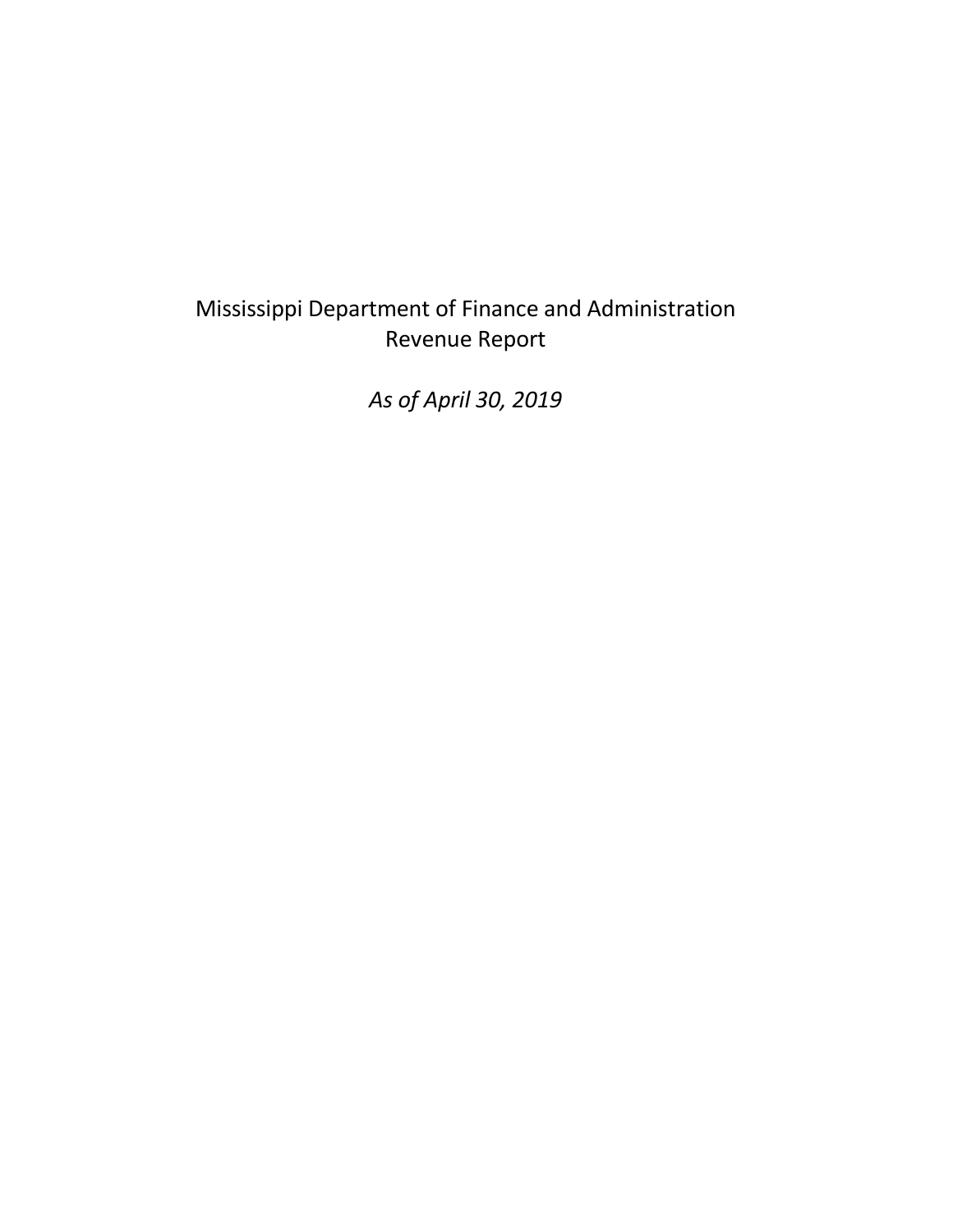Mississippi Department of Finance and Administration
Revenue Report

*As of April 30, 2019*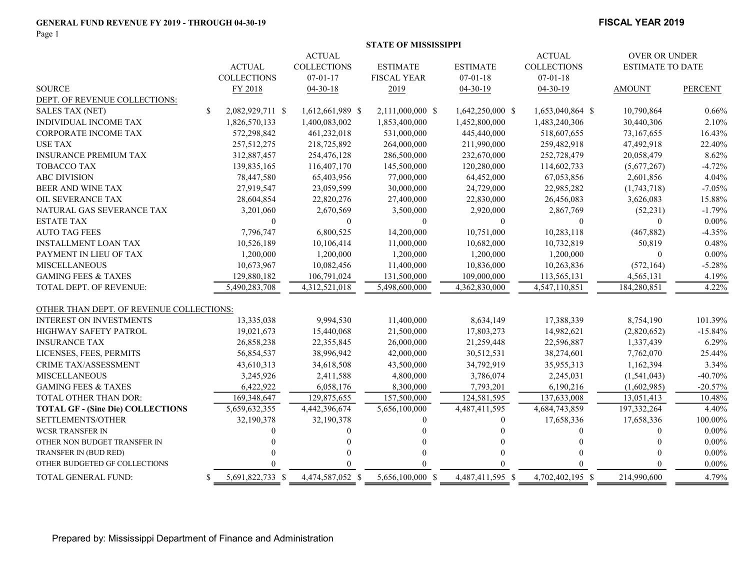# GENERAL FUND REVENUE FY 2019 - THROUGH 04-30-19

**FISCAL YEAR 2019**

**STATE OF MISSISSIPPI**

| SOURCE | ACTUAL COLLECTIONS FY 2018 | ACTUAL COLLECTIONS 07-01-17 04-30-18 | ESTIMATE FISCAL YEAR 2019 | ESTIMATE 07-01-18 04-30-19 | ACTUAL COLLECTIONS 07-01-18 04-30-19 | OVER OR UNDER ESTIMATE TO DATE AMOUNT | PERCENT |
|---|---|---|---|---|---|---|---|
| DEPT. OF REVENUE COLLECTIONS: | | | | | | | |
| SALES TAX (NET) | $ 2,082,929,711 | $ 1,612,661,989 | $ 2,111,000,000 | $ 1,642,250,000 | $ 1,653,040,864 | $ 10,790,864 | 0.66% |
| INDIVIDUAL INCOME TAX | 1,826,570,133 | 1,400,083,002 | 1,853,400,000 | 1,452,800,000 | 1,483,240,306 | 30,440,306 | 2.10% |
| CORPORATE INCOME TAX | 572,298,842 | 461,232,018 | 531,000,000 | 445,440,000 | 518,607,655 | 73,167,655 | 16.43% |
| USE TAX | 257,512,275 | 218,725,892 | 264,000,000 | 211,990,000 | 259,482,918 | 47,492,918 | 22.40% |
| INSURANCE PREMIUM TAX | 312,887,457 | 254,476,128 | 286,500,000 | 232,670,000 | 252,728,479 | 20,058,479 | 8.62% |
| TOBACCO TAX | 139,835,165 | 116,407,170 | 145,500,000 | 120,280,000 | 114,602,733 | (5,677,267) | -4.72% |
| ABC DIVISION | 78,447,580 | 65,403,956 | 77,000,000 | 64,452,000 | 67,053,856 | 2,601,856 | 4.04% |
| BEER AND WINE TAX | 27,919,547 | 23,059,599 | 30,000,000 | 24,729,000 | 22,985,282 | (1,743,718) | -7.05% |
| OIL SEVERANCE TAX | 28,604,854 | 22,820,276 | 27,400,000 | 22,830,000 | 26,456,083 | 3,626,083 | 15.88% |
| NATURAL GAS SEVERANCE TAX | 3,201,060 | 2,670,569 | 3,500,000 | 2,920,000 | 2,867,769 | (52,231) | -1.79% |
| ESTATE TAX | 0 | 0 | 0 | 0 | 0 | 0 | 0.00% |
| AUTO TAG FEES | 7,796,747 | 6,800,525 | 14,200,000 | 10,751,000 | 10,283,118 | (467,882) | -4.35% |
| INSTALLMENT LOAN TAX | 10,526,189 | 10,106,414 | 11,000,000 | 10,682,000 | 10,732,819 | 50,819 | 0.48% |
| PAYMENT IN LIEU OF TAX | 1,200,000 | 1,200,000 | 1,200,000 | 1,200,000 | 1,200,000 | 0 | 0.00% |
| MISCELLANEOUS | 10,673,967 | 10,082,456 | 11,400,000 | 10,836,000 | 10,263,836 | (572,164) | -5.28% |
| GAMING FEES & TAXES | 129,880,182 | 106,791,024 | 131,500,000 | 109,000,000 | 113,565,131 | 4,565,131 | 4.19% |
| TOTAL DEPT. OF REVENUE: | 5,490,283,708 | 4,312,521,018 | 5,498,600,000 | 4,362,830,000 | 4,547,110,851 | 184,280,851 | 4.22% |
| OTHER THAN DEPT. OF REVENUE COLLECTIONS: | | | | | | | |
| INTEREST ON INVESTMENTS | 13,335,038 | 9,994,530 | 11,400,000 | 8,634,149 | 17,388,339 | 8,754,190 | 101.39% |
| HIGHWAY SAFETY PATROL | 19,021,673 | 15,440,068 | 21,500,000 | 17,803,273 | 14,982,621 | (2,820,652) | -15.84% |
| INSURANCE TAX | 26,858,238 | 22,355,845 | 26,000,000 | 21,259,448 | 22,596,887 | 1,337,439 | 6.29% |
| LICENSES, FEES, PERMITS | 56,854,537 | 38,996,942 | 42,000,000 | 30,512,531 | 38,274,601 | 7,762,070 | 25.44% |
| CRIME TAX/ASSESSMENT | 43,610,313 | 34,618,508 | 43,500,000 | 34,792,919 | 35,955,313 | 1,162,394 | 3.34% |
| MISCELLANEOUS | 3,245,926 | 2,411,588 | 4,800,000 | 3,786,074 | 2,245,031 | (1,541,043) | -40.70% |
| GAMING FEES & TAXES | 6,422,922 | 6,058,176 | 8,300,000 | 7,793,201 | 6,190,216 | (1,602,985) | -20.57% |
| TOTAL OTHER THAN DOR: | 169,348,647 | 129,875,655 | 157,500,000 | 124,581,595 | 137,633,008 | 13,051,413 | 10.48% |
| **TOTAL GF - (Sine Die) COLLECTIONS** | 5,659,632,355 | 4,442,396,674 | 5,656,100,000 | 4,487,411,595 | 4,684,743,859 | 197,332,264 | 4.40% |
| SETTLEMENTS/OTHER | 32,190,378 | 32,190,378 | 0 | 0 | 17,658,336 | 17,658,336 | 100.00% |
| WCSR TRANSFER IN | 0 | 0 | 0 | 0 | 0 | 0 | 0.00% |
| OTHER NON BUDGET TRANSFER IN | 0 | 0 | 0 | 0 | 0 | 0 | 0.00% |
| TRANSFER IN (BUD RED) | 0 | 0 | 0 | 0 | 0 | 0 | 0.00% |
| OTHER BUDGETED GF COLLECTIONS | 0 | 0 | 0 | 0 | 0 | 0 | 0.00% |
| TOTAL GENERAL FUND: | $ 5,691,822,733 | $ 4,474,587,052 | $ 5,656,100,000 | $ 4,487,411,595 | $ 4,702,402,195 | $ 214,990,600 | 4.79% |

Prepared by: Mississippi Department of Finance and Administration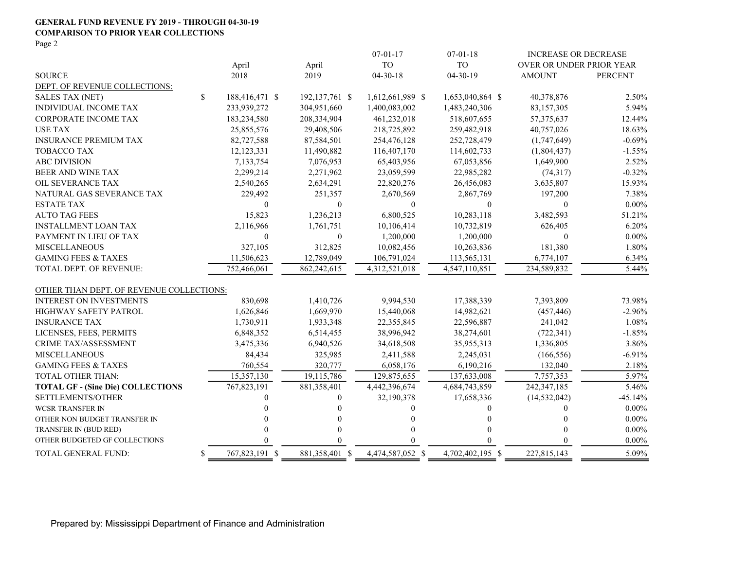**GENERAL FUND REVENUE FY 2019 - THROUGH 04-30-19**

**COMPARISON TO PRIOR YEAR COLLECTIONS**

Page 2

| SOURCE | April 2018 | April 2019 | 07-01-17 TO 04-30-18 | 07-01-18 TO 04-30-19 | INCREASE OR DECREASE OVER OR UNDER PRIOR YEAR AMOUNT | PERCENT |
|---|---|---|---|---|---|---|
| DEPT. OF REVENUE COLLECTIONS: | | | | | | |
| SALES TAX (NET) | $ 188,416,471 | $ 192,137,761 | $ 1,612,661,989 | $ 1,653,040,864 | $ 40,378,876 | 2.50% |
| INDIVIDUAL INCOME TAX | 233,939,272 | 304,951,660 | 1,400,083,002 | 1,483,240,306 | 83,157,305 | 5.94% |
| CORPORATE INCOME TAX | 183,234,580 | 208,334,904 | 461,232,018 | 518,607,655 | 57,375,637 | 12.44% |
| USE TAX | 25,855,576 | 29,408,506 | 218,725,892 | 259,482,918 | 40,757,026 | 18.63% |
| INSURANCE PREMIUM TAX | 82,727,588 | 87,584,501 | 254,476,128 | 252,728,479 | (1,747,649) | -0.69% |
| TOBACCO TAX | 12,123,331 | 11,490,882 | 116,407,170 | 114,602,733 | (1,804,437) | -1.55% |
| ABC DIVISION | 7,133,754 | 7,076,953 | 65,403,956 | 67,053,856 | 1,649,900 | 2.52% |
| BEER AND WINE TAX | 2,299,214 | 2,271,962 | 23,059,599 | 22,985,282 | (74,317) | -0.32% |
| OIL SEVERANCE TAX | 2,540,265 | 2,634,291 | 22,820,276 | 26,456,083 | 3,635,807 | 15.93% |
| NATURAL GAS SEVERANCE TAX | 229,492 | 251,357 | 2,670,569 | 2,867,769 | 197,200 | 7.38% |
| ESTATE TAX | 0 | 0 | 0 | 0 | 0 | 0.00% |
| AUTO TAG FEES | 15,823 | 1,236,213 | 6,800,525 | 10,283,118 | 3,482,593 | 51.21% |
| INSTALLMENT LOAN TAX | 2,116,966 | 1,761,751 | 10,106,414 | 10,732,819 | 626,405 | 6.20% |
| PAYMENT IN LIEU OF TAX | 0 | 0 | 1,200,000 | 1,200,000 | 0 | 0.00% |
| MISCELLANEOUS | 327,105 | 312,825 | 10,082,456 | 10,263,836 | 181,380 | 1.80% |
| GAMING FEES & TAXES | 11,506,623 | 12,789,049 | 106,791,024 | 113,565,131 | 6,774,107 | 6.34% |
| TOTAL DEPT. OF REVENUE: | 752,466,061 | 862,242,615 | 4,312,521,018 | 4,547,110,851 | 234,589,832 | 5.44% |
| OTHER THAN DEPT. OF REVENUE COLLECTIONS: | | | | | | |
| INTEREST ON INVESTMENTS | 830,698 | 1,410,726 | 9,994,530 | 17,388,339 | 7,393,809 | 73.98% |
| HIGHWAY SAFETY PATROL | 1,626,846 | 1,669,970 | 15,440,068 | 14,982,621 | (457,446) | -2.96% |
| INSURANCE TAX | 1,730,911 | 1,933,348 | 22,355,845 | 22,596,887 | 241,042 | 1.08% |
| LICENSES, FEES, PERMITS | 6,848,352 | 6,514,455 | 38,996,942 | 38,274,601 | (722,341) | -1.85% |
| CRIME TAX/ASSESSMENT | 3,475,336 | 6,940,526 | 34,618,508 | 35,955,313 | 1,336,805 | 3.86% |
| MISCELLANEOUS | 84,434 | 325,985 | 2,411,588 | 2,245,031 | (166,556) | -6.91% |
| GAMING FEES & TAXES | 760,554 | 320,777 | 6,058,176 | 6,190,216 | 132,040 | 2.18% |
| TOTAL OTHER THAN: | 15,357,130 | 19,115,786 | 129,875,655 | 137,633,008 | 7,757,353 | 5.97% |
| **TOTAL GF - (Sine Die) COLLECTIONS** | 767,823,191 | 881,358,401 | 4,442,396,674 | 4,684,743,859 | 242,347,185 | 5.46% |
| SETTLEMENTS/OTHER | 0 | 0 | 32,190,378 | 17,658,336 | (14,532,042) | -45.14% |
| WCSR TRANSFER IN | 0 | 0 | 0 | 0 | 0 | 0.00% |
| OTHER NON BUDGET TRANSFER IN | 0 | 0 | 0 | 0 | 0 | 0.00% |
| TRANSFER IN (BUD RED) | 0 | 0 | 0 | 0 | 0 | 0.00% |
| OTHER BUDGETED GF COLLECTIONS | 0 | 0 | 0 | 0 | 0 | 0.00% |
| TOTAL GENERAL FUND: | $ 767,823,191 | $ 881,358,401 | $ 4,474,587,052 | $ 4,702,402,195 | $ 227,815,143 | 5.09% |

Prepared by: Mississippi Department of Finance and Administration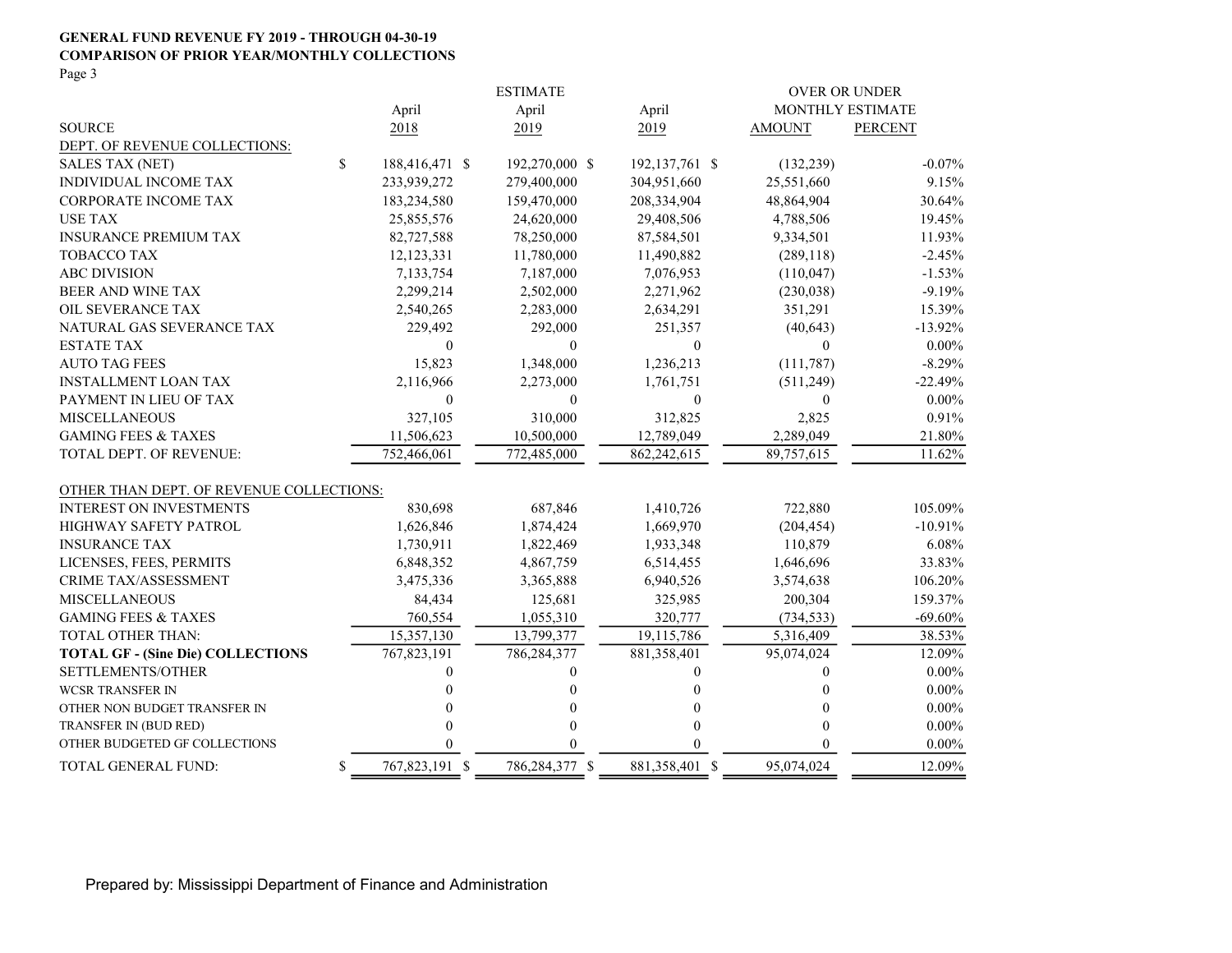**GENERAL FUND REVENUE FY 2019 - THROUGH 04-30-19**
**COMPARISON OF PRIOR YEAR/MONTHLY COLLECTIONS**
Page 3

| SOURCE | April 2018 | ESTIMATE April 2019 | April 2019 | OVER OR UNDER MONTHLY ESTIMATE AMOUNT | PERCENT |
|---|---|---|---|---|---|
| DEPT. OF REVENUE COLLECTIONS: | | | | | |
| SALES TAX (NET) | $ 188,416,471 | $ 192,270,000 | $ 192,137,761 | $ (132,239) | -0.07% |
| INDIVIDUAL INCOME TAX | 233,939,272 | 279,400,000 | 304,951,660 | 25,551,660 | 9.15% |
| CORPORATE INCOME TAX | 183,234,580 | 159,470,000 | 208,334,904 | 48,864,904 | 30.64% |
| USE TAX | 25,855,576 | 24,620,000 | 29,408,506 | 4,788,506 | 19.45% |
| INSURANCE PREMIUM TAX | 82,727,588 | 78,250,000 | 87,584,501 | 9,334,501 | 11.93% |
| TOBACCO TAX | 12,123,331 | 11,780,000 | 11,490,882 | (289,118) | -2.45% |
| ABC DIVISION | 7,133,754 | 7,187,000 | 7,076,953 | (110,047) | -1.53% |
| BEER AND WINE TAX | 2,299,214 | 2,502,000 | 2,271,962 | (230,038) | -9.19% |
| OIL SEVERANCE TAX | 2,540,265 | 2,283,000 | 2,634,291 | 351,291 | 15.39% |
| NATURAL GAS SEVERANCE TAX | 229,492 | 292,000 | 251,357 | (40,643) | -13.92% |
| ESTATE TAX | 0 | 0 | 0 | 0 | 0.00% |
| AUTO TAG FEES | 15,823 | 1,348,000 | 1,236,213 | (111,787) | -8.29% |
| INSTALLMENT LOAN TAX | 2,116,966 | 2,273,000 | 1,761,751 | (511,249) | -22.49% |
| PAYMENT IN LIEU OF TAX | 0 | 0 | 0 | 0 | 0.00% |
| MISCELLANEOUS | 327,105 | 310,000 | 312,825 | 2,825 | 0.91% |
| GAMING FEES & TAXES | 11,506,623 | 10,500,000 | 12,789,049 | 2,289,049 | 21.80% |
| TOTAL DEPT. OF REVENUE: | 752,466,061 | 772,485,000 | 862,242,615 | 89,757,615 | 11.62% |
| OTHER THAN DEPT. OF REVENUE COLLECTIONS: | | | | | |
| INTEREST ON INVESTMENTS | 830,698 | 687,846 | 1,410,726 | 722,880 | 105.09% |
| HIGHWAY SAFETY PATROL | 1,626,846 | 1,874,424 | 1,669,970 | (204,454) | -10.91% |
| INSURANCE TAX | 1,730,911 | 1,822,469 | 1,933,348 | 110,879 | 6.08% |
| LICENSES, FEES, PERMITS | 6,848,352 | 4,867,759 | 6,514,455 | 1,646,696 | 33.83% |
| CRIME TAX/ASSESSMENT | 3,475,336 | 3,365,888 | 6,940,526 | 3,574,638 | 106.20% |
| MISCELLANEOUS | 84,434 | 125,681 | 325,985 | 200,304 | 159.37% |
| GAMING FEES & TAXES | 760,554 | 1,055,310 | 320,777 | (734,533) | -69.60% |
| TOTAL OTHER THAN: | 15,357,130 | 13,799,377 | 19,115,786 | 5,316,409 | 38.53% |
| **TOTAL GF - (Sine Die) COLLECTIONS** | 767,823,191 | 786,284,377 | 881,358,401 | 95,074,024 | 12.09% |
| SETTLEMENTS/OTHER | 0 | 0 | 0 | 0 | 0.00% |
| WCSR TRANSFER IN | 0 | 0 | 0 | 0 | 0.00% |
| OTHER NON BUDGET TRANSFER IN | 0 | 0 | 0 | 0 | 0.00% |
| TRANSFER IN (BUD RED) | 0 | 0 | 0 | 0 | 0.00% |
| OTHER BUDGETED GF COLLECTIONS | 0 | 0 | 0 | 0 | 0.00% |
| TOTAL GENERAL FUND: | $ 767,823,191 | $ 786,284,377 | $ 881,358,401 | $ 95,074,024 | 12.09% |

Prepared by: Mississippi Department of Finance and Administration